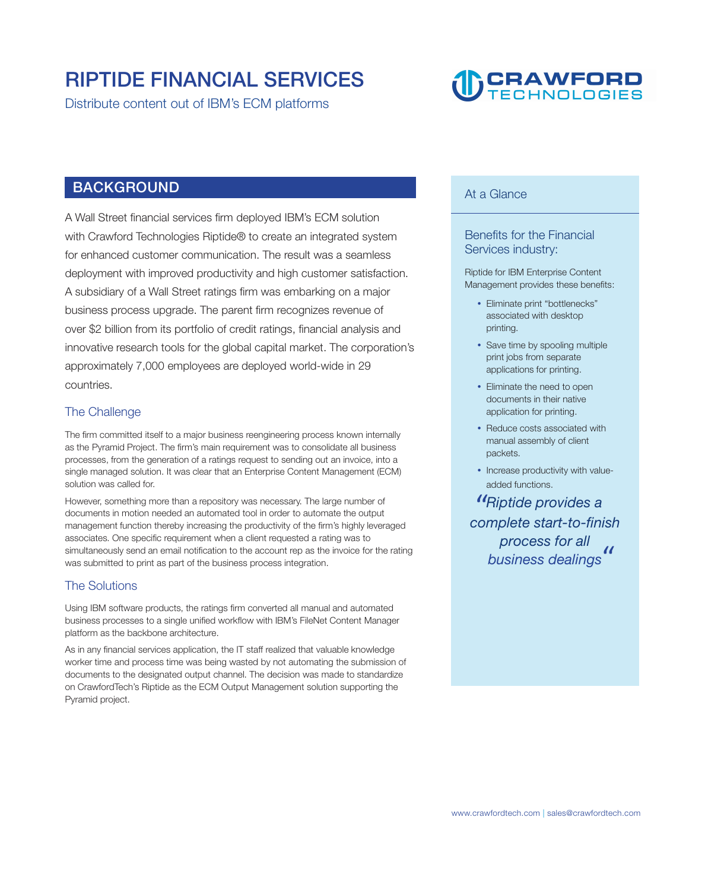# RIPTIDE FINANCIAL SERVICES

Distribute content out of IBM's ECM platforms

## BACKGROUND

A Wall Street financial services firm deployed IBM's ECM solution with Crawford Technologies Riptide® to create an integrated system for enhanced customer communication. The result was a seamless deployment with improved productivity and high customer satisfaction. A subsidiary of a Wall Street ratings firm was embarking on a major business process upgrade. The parent firm recognizes revenue of over $2 billion from its portfolio of credit ratings, financial analysis and innovative research tools for the global capital market. The corporation's approximately 7,000 employees are deployed world-wide in 29 countries.

### The Challenge

The firm committed itself to a major business reengineering process known internally as the Pyramid Project. The firm's main requirement was to consolidate all business processes, from the generation of a ratings request to sending out an invoice, into a single managed solution. It was clear that an Enterprise Content Management (ECM) solution was called for.

However, something more than a repository was necessary. The large number of documents in motion needed an automated tool in order to automate the output management function thereby increasing the productivity of the firm's highly leveraged associates. One specific requirement when a client requested a rating was to simultaneously send an email notification to the account rep as the invoice for the rating was submitted to print as part of the business process integration.

### The Solutions

Using IBM software products, the ratings firm converted all manual and automated business processes to a single unified workflow with IBM's FileNet Content Manager platform as the backbone architecture.

As in any financial services application, the IT staff realized that valuable knowledge worker time and process time was being wasted by not automating the submission of documents to the designated output channel. The decision was made to standardize on CrawfordTech's Riptide as the ECM Output Management solution supporting the Pyramid project.

### At a Glance

#### Benefits for the Financial Services industry:

Riptide for IBM Enterprise Content Management provides these benefits:

- Eliminate print "bottlenecks" associated with desktop printing.
- Save time by spooling multiple print jobs from separate applications for printing.
- Eliminate the need to open documents in their native application for printing.
- Reduce costs associated with manual assembly of client packets.
- Increase productivity with value-added functions.

*"Riptide provides a complete start-to-finish process for all business dealings"*

www.crawfordtech.com | sales@crawfordtech.com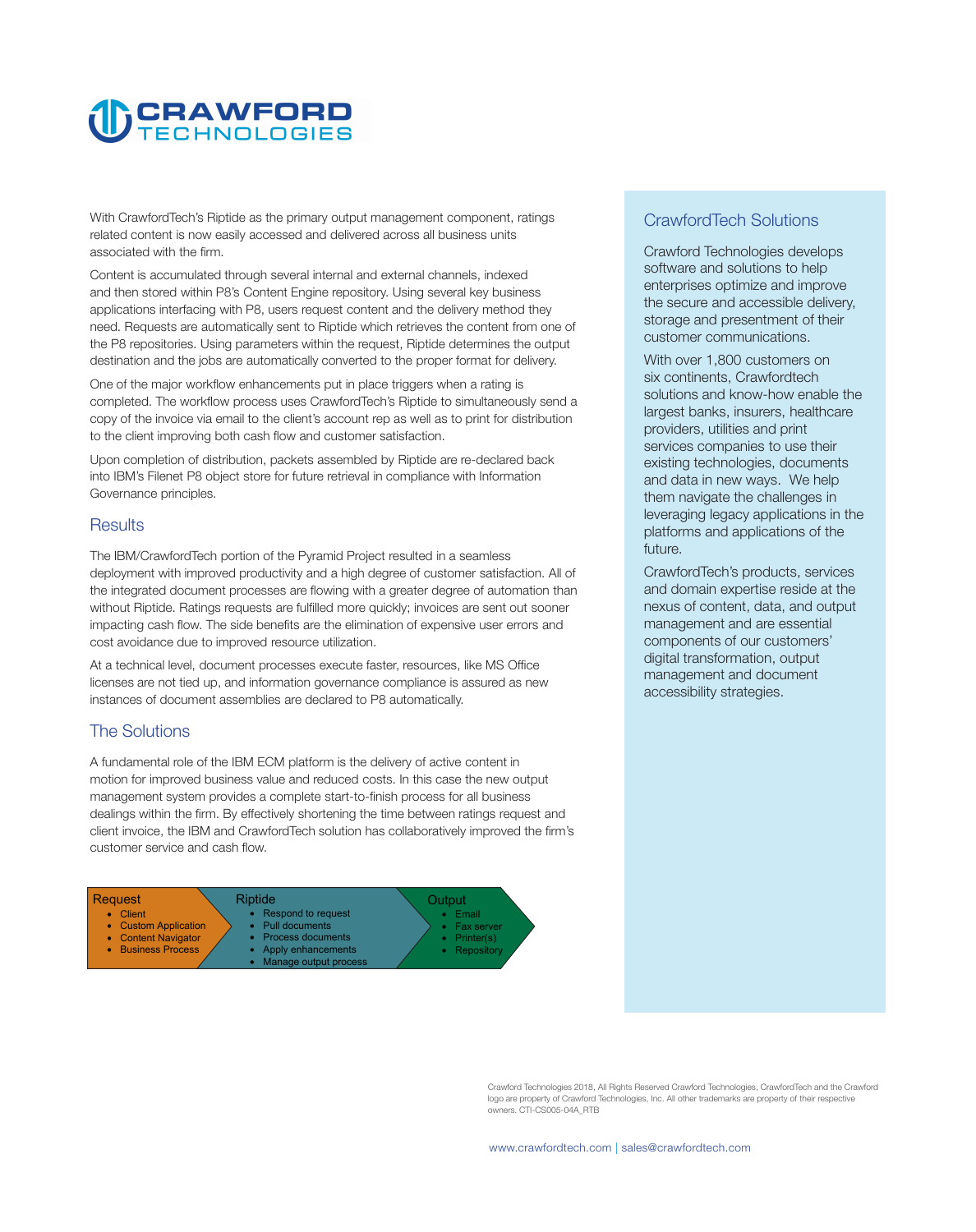CRAWFORD TECHNOLOGIES

With CrawfordTech's Riptide as the primary output management component, ratings related content is now easily accessed and delivered across all business units associated with the firm.

Content is accumulated through several internal and external channels, indexed and then stored within P8's Content Engine repository. Using several key business applications interfacing with P8, users request content and the delivery method they need. Requests are automatically sent to Riptide which retrieves the content from one of the P8 repositories. Using parameters within the request, Riptide determines the output destination and the jobs are automatically converted to the proper format for delivery.

One of the major workflow enhancements put in place triggers when a rating is completed. The workflow process uses CrawfordTech's Riptide to simultaneously send a copy of the invoice via email to the client's account rep as well as to print for distribution to the client improving both cash flow and customer satisfaction.

Upon completion of distribution, packets assembled by Riptide are re-declared back into IBM's Filenet P8 object store for future retrieval in compliance with Information Governance principles.

## Results

The IBM/CrawfordTech portion of the Pyramid Project resulted in a seamless deployment with improved productivity and a high degree of customer satisfaction. All of the integrated document processes are flowing with a greater degree of automation than without Riptide. Ratings requests are fulfilled more quickly; invoices are sent out sooner impacting cash flow. The side benefits are the elimination of expensive user errors and cost avoidance due to improved resource utilization.

At a technical level, document processes execute faster, resources, like MS Office licenses are not tied up, and information governance compliance is assured as new instances of document assemblies are declared to P8 automatically.

## The Solutions

A fundamental role of the IBM ECM platform is the delivery of active content in motion for improved business value and reduced costs. In this case the new output management system provides a complete start-to-finish process for all business dealings within the firm. By effectively shortening the time between ratings request and client invoice, the IBM and CrawfordTech solution has collaboratively improved the firm's customer service and cash flow.

Request
- Client
- Custom Application
- Content Navigator
- Business Process

Riptide
- Respond to request
- Pull documents
- Process documents
- Apply enhancements
- Manage output process

Output
- Email
- Fax server
- Printer(s)
- Repository

## CrawfordTech Solutions

Crawford Technologies develops software and solutions to help enterprises optimize and improve the secure and accessible delivery, storage and presentment of their customer communications.

With over 1,800 customers on six continents, Crawfordtech solutions and know-how enable the largest banks, insurers, healthcare providers, utilities and print services companies to use their existing technologies, documents and data in new ways. We help them navigate the challenges in leveraging legacy applications in the platforms and applications of the future.

CrawfordTech's products, services and domain expertise reside at the nexus of content, data, and output management and are essential components of our customers' digital transformation, output management and document accessibility strategies.

Crawford Technologies 2018, All Rights Reserved Crawford Technologies, CrawfordTech and the Crawford logo are property of Crawford Technologies, Inc. All other trademarks are property of their respective owners. CTI-CS005-04A_RTB

www.crawfordtech.com | sales@crawfordtech.com